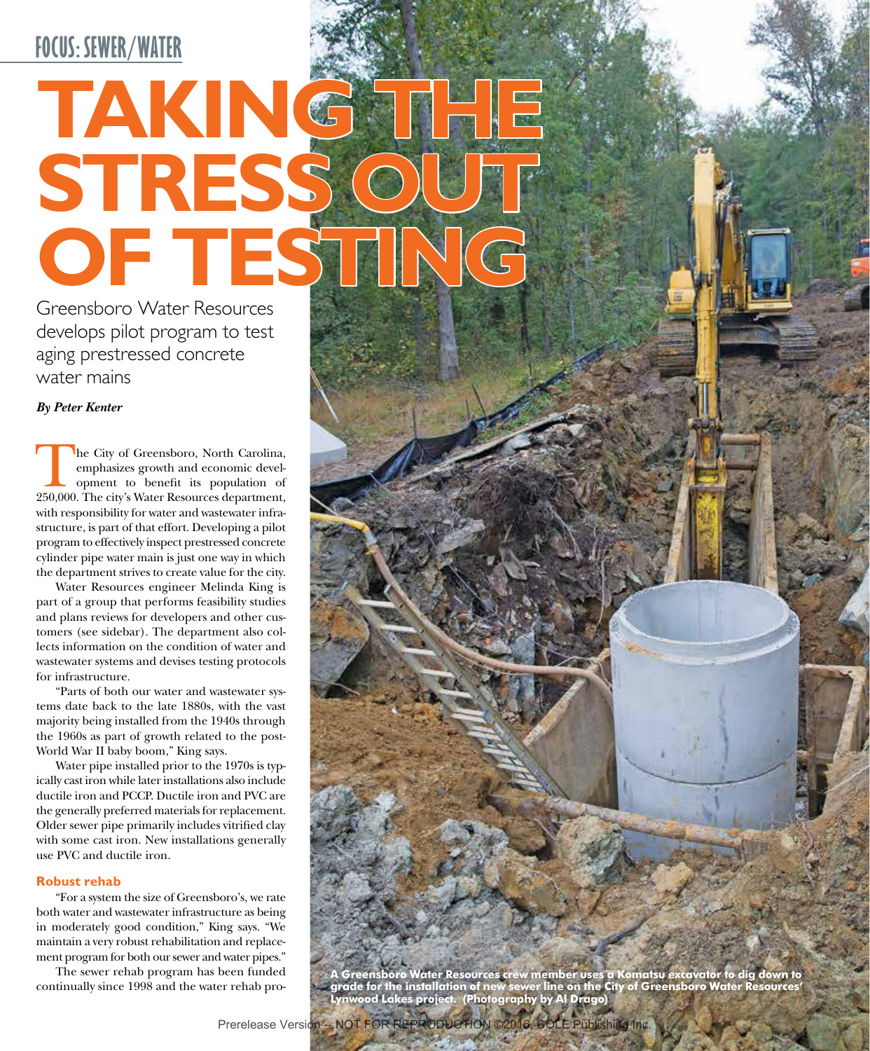FOCUS: SEWER/WATER

# TAKING THE STRESS OUT OF TESTING

Greensboro Water Resources develops pilot program to test aging prestressed concrete water mains

***By Peter Kenter***

The City of Greensboro, North Carolina, emphasizes growth and economic development to benefit its population of 250,000. The city's Water Resources department, with responsibility for water and wastewater infrastructure, is part of that effort. Developing a pilot program to effectively inspect prestressed concrete cylinder pipe water main is just one way in which the department strives to create value for the city.

Water Resources engineer Melinda King is part of a group that performs feasibility studies and plans reviews for developers and other customers (see sidebar). The department also collects information on the condition of water and wastewater systems and devises testing protocols for infrastructure.

"Parts of both our water and wastewater systems date back to the late 1880s, with the vast majority being installed from the 1940s through the 1960s as part of growth related to the post-World War II baby boom," King says.

Water pipe installed prior to the 1970s is typically cast iron while later installations also include ductile iron and PCCP. Ductile iron and PVC are the generally preferred materials for replacement. Older sewer pipe primarily includes vitrified clay with some cast iron. New installations generally use PVC and ductile iron.

### Robust rehab

"For a system the size of Greensboro's, we rate both water and wastewater infrastructure as being in moderately good condition," King says. "We maintain a very robust rehabilitation and replacement program for both our sewer and water pipes."

The sewer rehab program has been funded continually since 1998 and the water rehab pro-

A Greensboro Water Resources crew member uses a Komatsu excavator to dig down to grade for the installation of new sewer line on the City of Greensboro Water Resources' Lynwood Lakes project. (Photography by Al Drago)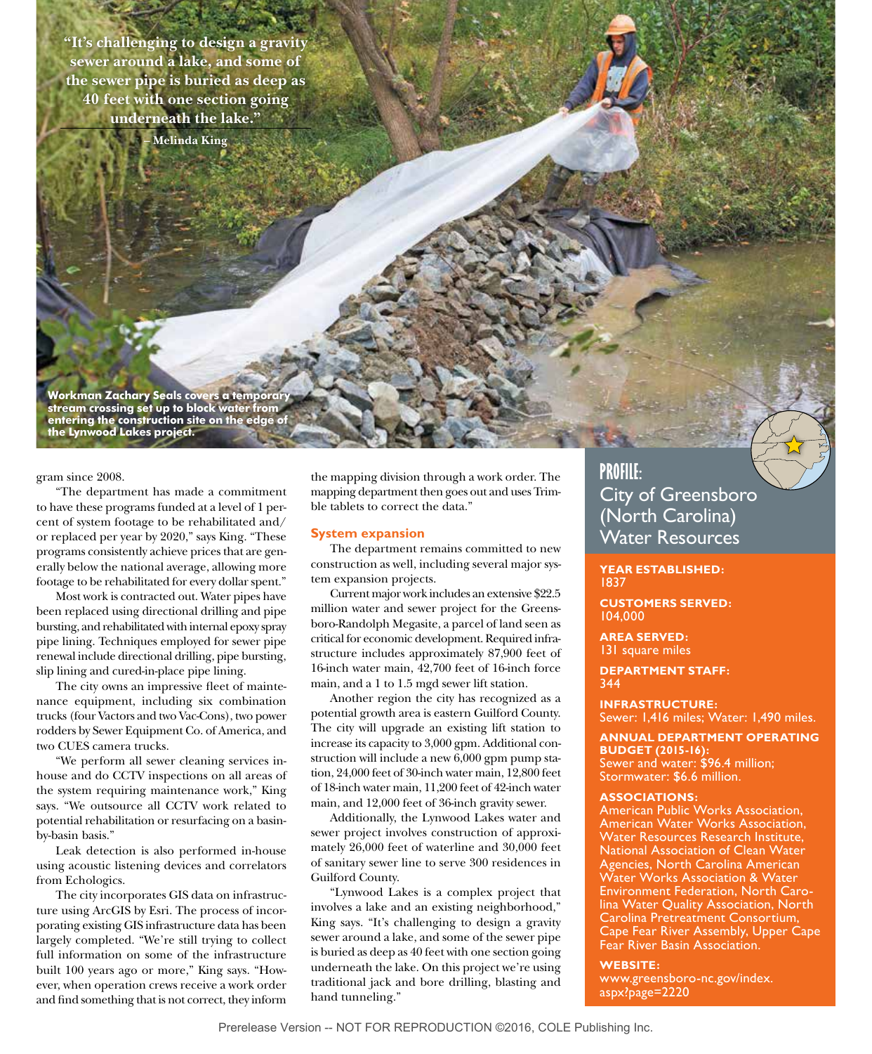> "It's challenging to design a gravity sewer around a lake, and some of the sewer pipe is buried as deep as 40 feet with one section going underneath the lake."
>
> – Melinda King

**Workman Zachary Seals covers a temporary stream crossing set up to block water from entering the construction site on the edge of the Lynwood Lakes project.**

gram since 2008.

"The department has made a commitment to have these programs funded at a level of 1 percent of system footage to be rehabilitated and/or replaced per year by 2020," says King. "These programs consistently achieve prices that are generally below the national average, allowing more footage to be rehabilitated for every dollar spent."

Most work is contracted out. Water pipes have been replaced using directional drilling and pipe bursting, and rehabilitated with internal epoxy spray pipe lining. Techniques employed for sewer pipe renewal include directional drilling, pipe bursting, slip lining and cured-in-place pipe lining.

The city owns an impressive fleet of maintenance equipment, including six combination trucks (four Vactors and two Vac-Cons), two power rodders by Sewer Equipment Co. of America, and two CUES camera trucks.

"We perform all sewer cleaning services in-house and do CCTV inspections on all areas of the system requiring maintenance work," King says. "We outsource all CCTV work related to potential rehabilitation or resurfacing on a basin-by-basin basis."

Leak detection is also performed in-house using acoustic listening devices and correlators from Echologics.

The city incorporates GIS data on infrastructure using ArcGIS by Esri. The process of incorporating existing GIS infrastructure data has been largely completed. "We're still trying to collect full information on some of the infrastructure built 100 years ago or more," King says. "However, when operation crews receive a work order and find something that is not correct, they inform the mapping division through a work order. The mapping department then goes out and uses Trimble tablets to correct the data."

### System expansion

The department remains committed to new construction as well, including several major system expansion projects.

Current major work includes an extensive $22.5 million water and sewer project for the Greensboro-Randolph Megasite, a parcel of land seen as critical for economic development. Required infrastructure includes approximately 87,900 feet of 16-inch water main, 42,700 feet of 16-inch force main, and a 1 to 1.5 mgd sewer lift station.

Another region the city has recognized as a potential growth area is eastern Guilford County. The city will upgrade an existing lift station to increase its capacity to 3,000 gpm. Additional construction will include a new 6,000 gpm pump station, 24,000 feet of 30-inch water main, 12,800 feet of 18-inch water main, 11,200 feet of 42-inch water main, and 12,000 feet of 36-inch gravity sewer.

Additionally, the Lynwood Lakes water and sewer project involves construction of approximately 26,000 feet of waterline and 30,000 feet of sanitary sewer line to serve 300 residences in Guilford County.

"Lynwood Lakes is a complex project that involves a lake and an existing neighborhood," King says. "It's challenging to design a gravity sewer around a lake, and some of the sewer pipe is buried as deep as 40 feet with one section going underneath the lake. On this project we're using traditional jack and bore drilling, blasting and hand tunneling."

## PROFILE: City of Greensboro (North Carolina) Water Resources

**YEAR ESTABLISHED:**
1837

**CUSTOMERS SERVED:**
104,000

**AREA SERVED:**
131 square miles

**DEPARTMENT STAFF:**
344

**INFRASTRUCTURE:**
Sewer: 1,416 miles; Water: 1,490 miles.

**ANNUAL DEPARTMENT OPERATING BUDGET (2015-16):**
Sewer and water: $96.4 million; Stormwater: $6.6 million.

**ASSOCIATIONS:**
American Public Works Association, American Water Works Association, Water Resources Research Institute, National Association of Clean Water Agencies, North Carolina American Water Works Association & Water Environment Federation, North Carolina Water Quality Association, North Carolina Pretreatment Consortium, Cape Fear River Assembly, Upper Cape Fear River Basin Association.

**WEBSITE:**
www.greensboro-nc.gov/index.aspx?page=2220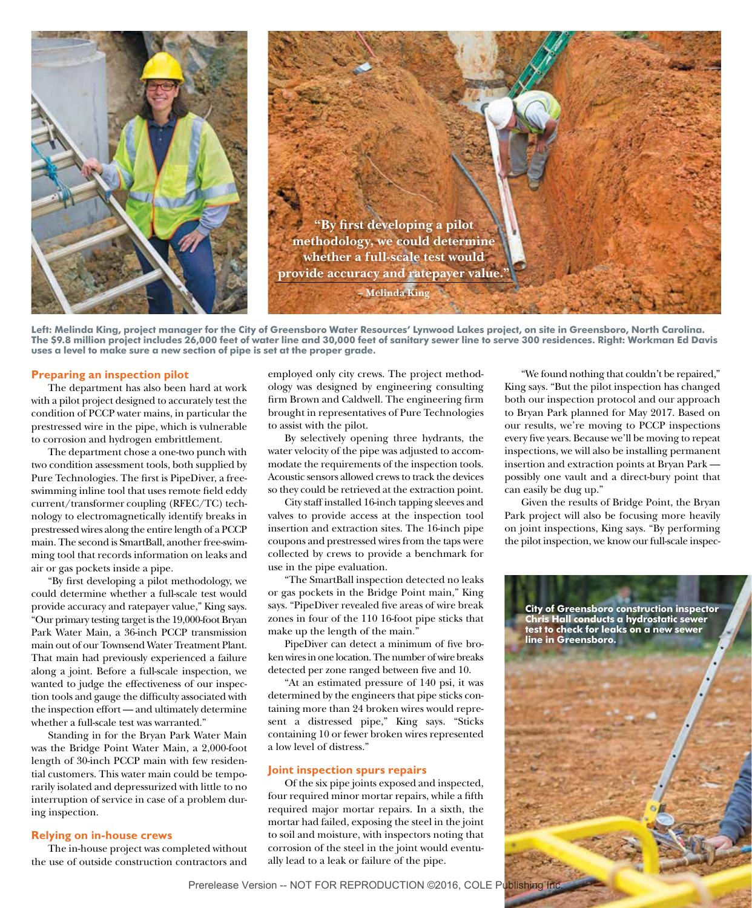"By first developing a pilot methodology, we could determine whether a full-scale test would provide accuracy and ratepayer value." – Melinda King

**Left: Melinda King, project manager for the City of Greensboro Water Resources' Lynwood Lakes project, on site in Greensboro, North Carolina. The $9.8 million project includes 26,000 feet of water line and 30,000 feet of sanitary sewer line to serve 300 residences. Right: Workman Ed Davis uses a level to make sure a new section of pipe is set at the proper grade.**

## Preparing an inspection pilot

The department has also been hard at work with a pilot project designed to accurately test the condition of PCCP water mains, in particular the prestressed wire in the pipe, which is vulnerable to corrosion and hydrogen embrittlement.

The department chose a one-two punch with two condition assessment tools, both supplied by Pure Technologies. The first is PipeDiver, a free-swimming inline tool that uses remote field eddy current/transformer coupling (RFEC/TC) technology to electromagnetically identify breaks in prestressed wires along the entire length of a PCCP main. The second is SmartBall, another free-swimming tool that records information on leaks and air or gas pockets inside a pipe.

"By first developing a pilot methodology, we could determine whether a full-scale test would provide accuracy and ratepayer value," King says. "Our primary testing target is the 19,000-foot Bryan Park Water Main, a 36-inch PCCP transmission main out of our Townsend Water Treatment Plant. That main had previously experienced a failure along a joint. Before a full-scale inspection, we wanted to judge the effectiveness of our inspection tools and gauge the difficulty associated with the inspection effort — and ultimately determine whether a full-scale test was warranted."

Standing in for the Bryan Park Water Main was the Bridge Point Water Main, a 2,000-foot length of 30-inch PCCP main with few residential customers. This water main could be temporarily isolated and depressurized with little to no interruption of service in case of a problem during inspection.

## Relying on in-house crews

The in-house project was completed without the use of outside construction contractors and employed only city crews. The project methodology was designed by engineering consulting firm Brown and Caldwell. The engineering firm brought in representatives of Pure Technologies to assist with the pilot.

By selectively opening three hydrants, the water velocity of the pipe was adjusted to accommodate the requirements of the inspection tools. Acoustic sensors allowed crews to track the devices so they could be retrieved at the extraction point.

City staff installed 16-inch tapping sleeves and valves to provide access at the inspection tool insertion and extraction sites. The 16-inch pipe coupons and prestressed wires from the taps were collected by crews to provide a benchmark for use in the pipe evaluation.

"The SmartBall inspection detected no leaks or gas pockets in the Bridge Point main," King says. "PipeDiver revealed five areas of wire break zones in four of the 110 16-foot pipe sticks that make up the length of the main."

PipeDiver can detect a minimum of five broken wires in one location. The number of wire breaks detected per zone ranged between five and 10.

"At an estimated pressure of 140 psi, it was determined by the engineers that pipe sticks containing more than 24 broken wires would represent a distressed pipe," King says. "Sticks containing 10 or fewer broken wires represented a low level of distress."

## Joint inspection spurs repairs

Of the six pipe joints exposed and inspected, four required minor mortar repairs, while a fifth required major mortar repairs. In a sixth, the mortar had failed, exposing the steel in the joint to soil and moisture, with inspectors noting that corrosion of the steel in the joint would eventually lead to a leak or failure of the pipe.

"We found nothing that couldn't be repaired," King says. "But the pilot inspection has changed both our inspection protocol and our approach to Bryan Park planned for May 2017. Based on our results, we're moving to PCCP inspections every five years. Because we'll be moving to repeat inspections, we will also be installing permanent insertion and extraction points at Bryan Park — possibly one vault and a direct-bury point that can easily be dug up."

Given the results of Bridge Point, the Bryan Park project will also be focusing more heavily on joint inspections, King says. "By performing the pilot inspection, we know our full-scale inspec-

**City of Greensboro construction inspector Chris Hall conducts a hydrostatic sewer test to check for leaks on a new sewer line in Greensboro.**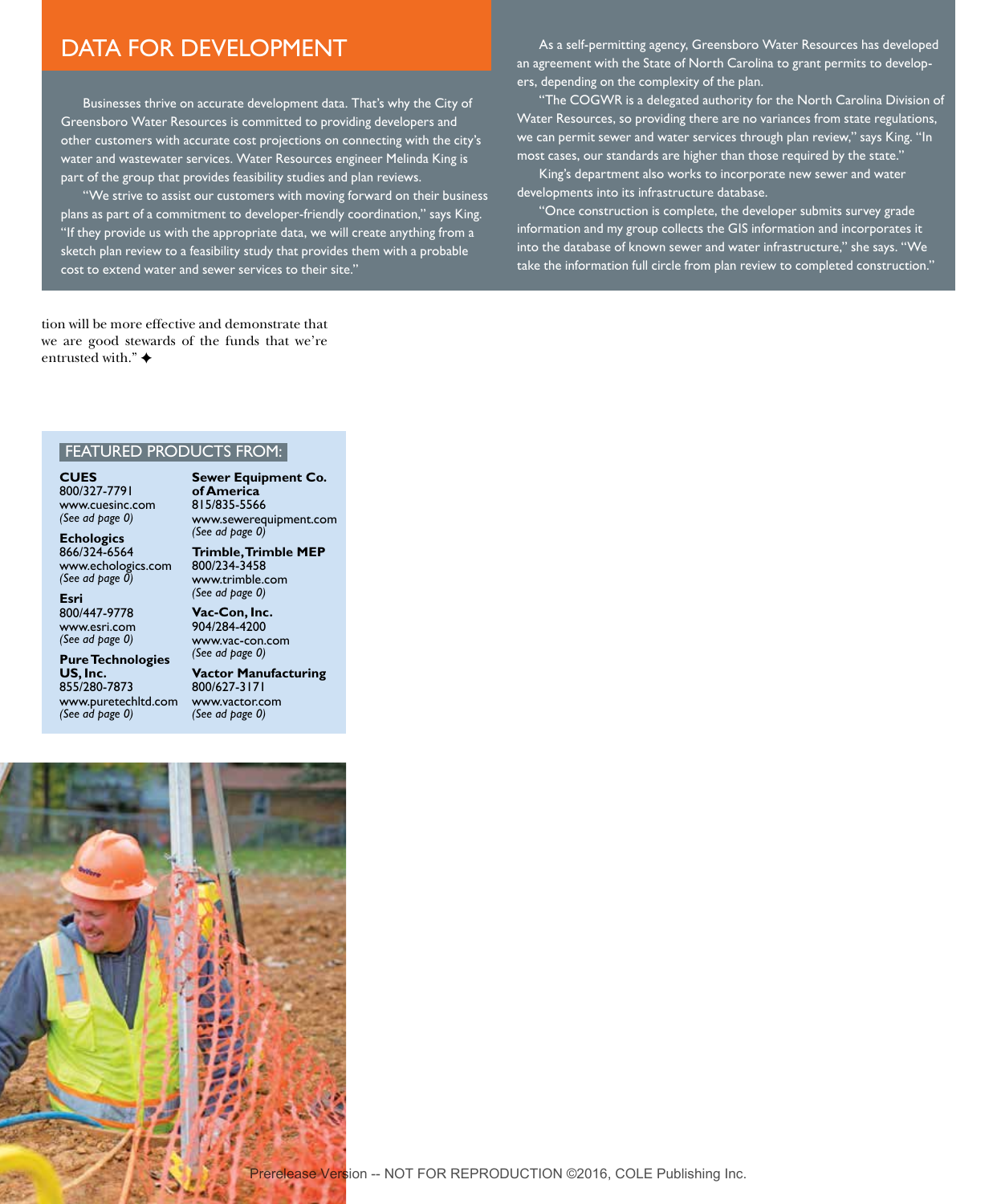## DATA FOR DEVELOPMENT

Businesses thrive on accurate development data. That's why the City of Greensboro Water Resources is committed to providing developers and other customers with accurate cost projections on connecting with the city's water and wastewater services. Water Resources engineer Melinda King is part of the group that provides feasibility studies and plan reviews.

"We strive to assist our customers with moving forward on their business plans as part of a commitment to developer-friendly coordination," says King. "If they provide us with the appropriate data, we will create anything from a sketch plan review to a feasibility study that provides them with a probable cost to extend water and sewer services to their site."

As a self-permitting agency, Greensboro Water Resources has developed an agreement with the State of North Carolina to grant permits to developers, depending on the complexity of the plan.

"The COGWR is a delegated authority for the North Carolina Division of Water Resources, so providing there are no variances from state regulations, we can permit sewer and water services through plan review," says King. "In most cases, our standards are higher than those required by the state."

King's department also works to incorporate new sewer and water developments into its infrastructure database.

"Once construction is complete, the developer submits survey grade information and my group collects the GIS information and incorporates it into the database of known sewer and water infrastructure," she says. "We take the information full circle from plan review to completed construction."

tion will be more effective and demonstrate that we are good stewards of the funds that we're entrusted with." ✦

### FEATURED PRODUCTS FROM:

**CUES**
800/327-7791
www.cuesinc.com
*(See ad page 0)*

**Echologics**
866/324-6564
www.echologics.com
*(See ad page 0)*

**Esri**
800/447-9778
www.esri.com
*(See ad page 0)*

**Pure Technologies US, Inc.**
855/280-7873
www.puretechltd.com
*(See ad page 0)*

**Sewer Equipment Co. of America**
815/835-5566
www.sewerequipment.com
*(See ad page 0)*

**Trimble, Trimble MEP**
800/234-3458
www.trimble.com
*(See ad page 0)*

**Vac-Con, Inc.**
904/284-4200
www.vac-con.com
*(See ad page 0)*

**Vactor Manufacturing**
800/627-3171
www.vactor.com
*(See ad page 0)*